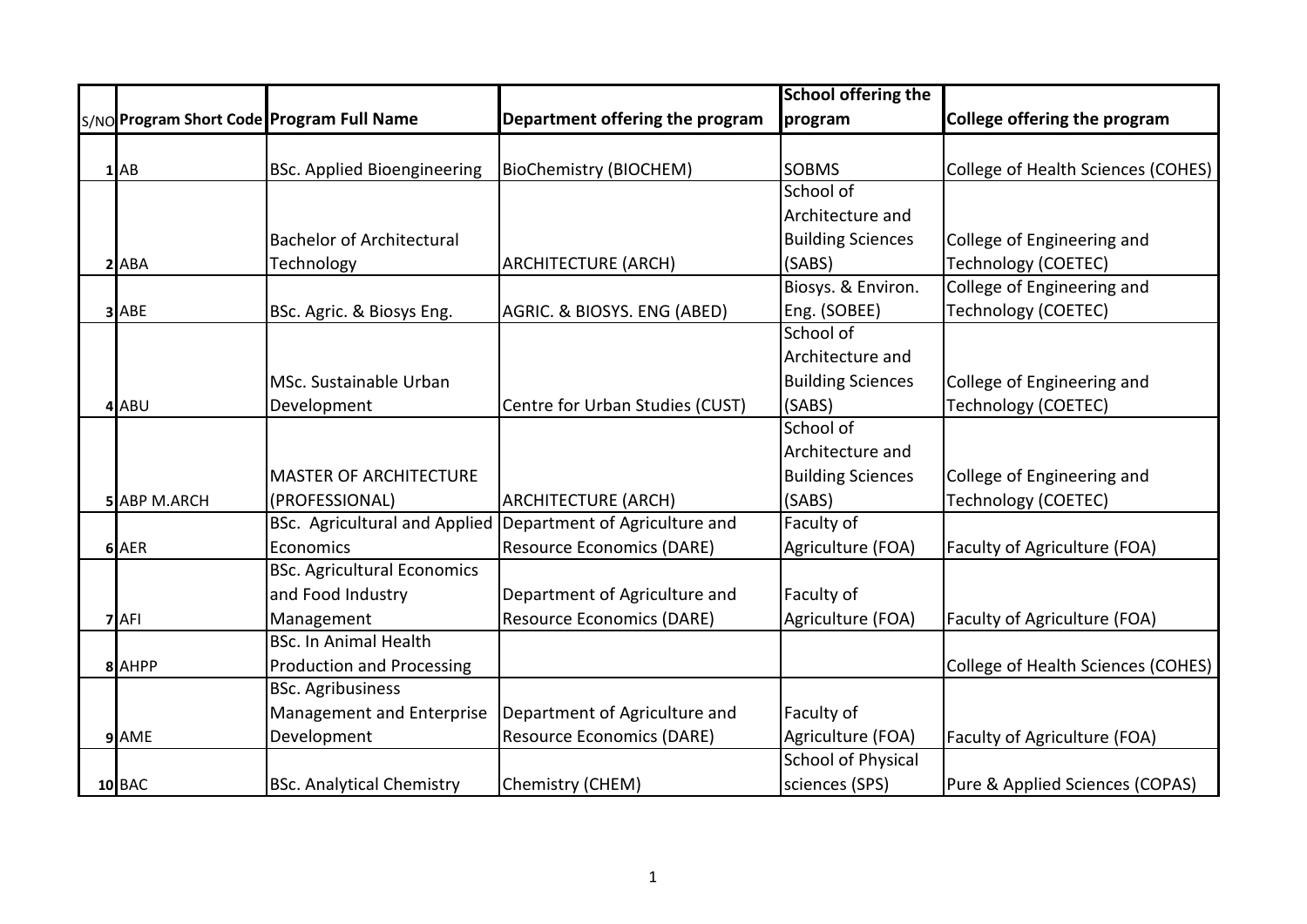| S/NO | Program Short Code | Program Full Name | Department offering the program | School offering the program | College offering the program |
|---|---|---|---|---|---|
| 1 | AB | BSc. Applied Bioengineering | BioChemistry (BIOCHEM) | SOBMS | College of Health Sciences (COHES) |
| 2 | ABA | Bachelor of Architectural Technology | ARCHITECTURE (ARCH) | School of Architecture and Building Sciences (SABS) | College of Engineering and Technology (COETEC) |
| 3 | ABE | BSc. Agric. & Biosys Eng. | AGRIC. & BIOSYS. ENG (ABED) | Biosys. & Environ. Eng. (SOBEE) | College of Engineering and Technology (COETEC) |
| 4 | ABU | MSc. Sustainable Urban Development | Centre for Urban Studies (CUST) | School of Architecture and Building Sciences (SABS) | College of Engineering and Technology (COETEC) |
| 5 | ABP M.ARCH | MASTER OF ARCHITECTURE (PROFESSIONAL) | ARCHITECTURE (ARCH) | School of Architecture and Building Sciences (SABS) | College of Engineering and Technology (COETEC) |
| 6 | AER | BSc. Agricultural and Applied Economics | Department of Agriculture and Resource Economics (DARE) | Faculty of Agriculture (FOA) | Faculty of Agriculture (FOA) |
| 7 | AFI | BSc. Agricultural Economics and Food Industry Management | Department of Agriculture and Resource Economics (DARE) | Faculty of Agriculture (FOA) | Faculty of Agriculture (FOA) |
| 8 | AHPP | BSc. In Animal Health Production and Processing | | | College of Health Sciences (COHES) |
| 9 | AME | BSc. Agribusiness Management and Enterprise Development | Department of Agriculture and Resource Economics (DARE) | Faculty of Agriculture (FOA) | Faculty of Agriculture (FOA) |
| 10 | BAC | BSc. Analytical Chemistry | Chemistry (CHEM) | School of Physical sciences (SPS) | Pure & Applied Sciences (COPAS) |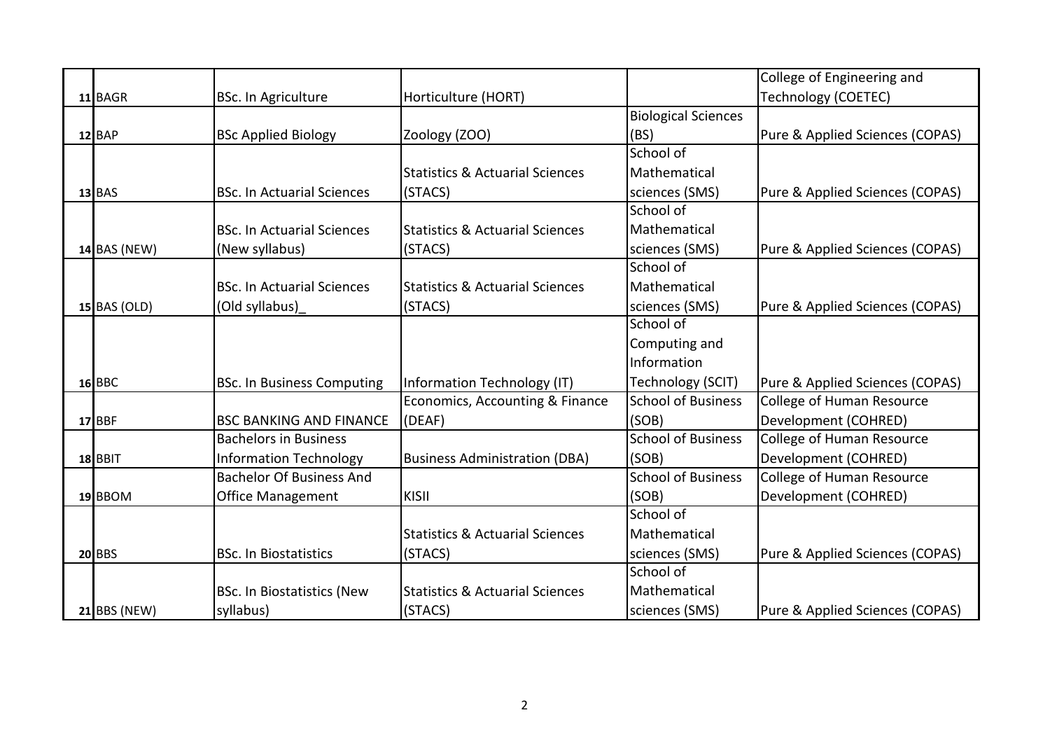| | | | | | |
|---|---|---|---|---|---|
| 11 | BAGR | BSc. In Agriculture | Horticulture (HORT) | | College of Engineering and Technology (COETEC) |
| 12 | BAP | BSc Applied Biology | Zoology (ZOO) | Biological Sciences (BS) | Pure & Applied Sciences (COPAS) |
| 13 | BAS | BSc. In Actuarial Sciences | Statistics & Actuarial Sciences (STACS) | School of Mathematical sciences (SMS) | Pure & Applied Sciences (COPAS) |
| 14 | BAS (NEW) | BSc. In Actuarial Sciences (New syllabus) | Statistics & Actuarial Sciences (STACS) | School of Mathematical sciences (SMS) | Pure & Applied Sciences (COPAS) |
| 15 | BAS (OLD) | BSc. In Actuarial Sciences (Old syllabus)_ | Statistics & Actuarial Sciences (STACS) | School of Mathematical sciences (SMS) | Pure & Applied Sciences (COPAS) |
| 16 | BBC | BSc. In Business Computing | Information Technology (IT) | School of Computing and Information Technology (SCIT) | Pure & Applied Sciences (COPAS) |
| 17 | BBF | BSC BANKING AND FINANCE | Economics, Accounting & Finance (DEAF) | School of Business (SOB) | College of Human Resource Development (COHRED) |
| 18 | BBIT | Bachelors in Business Information Technology | Business Administration (DBA) | School of Business (SOB) | College of Human Resource Development (COHRED) |
| 19 | BBOM | Bachelor Of Business And Office Management | KISII | School of Business (SOB) | College of Human Resource Development (COHRED) |
| 20 | BBS | BSc. In Biostatistics | Statistics & Actuarial Sciences (STACS) | School of Mathematical sciences (SMS) | Pure & Applied Sciences (COPAS) |
| 21 | BBS (NEW) | BSc. In Biostatistics (New syllabus) | Statistics & Actuarial Sciences (STACS) | School of Mathematical sciences (SMS) | Pure & Applied Sciences (COPAS) |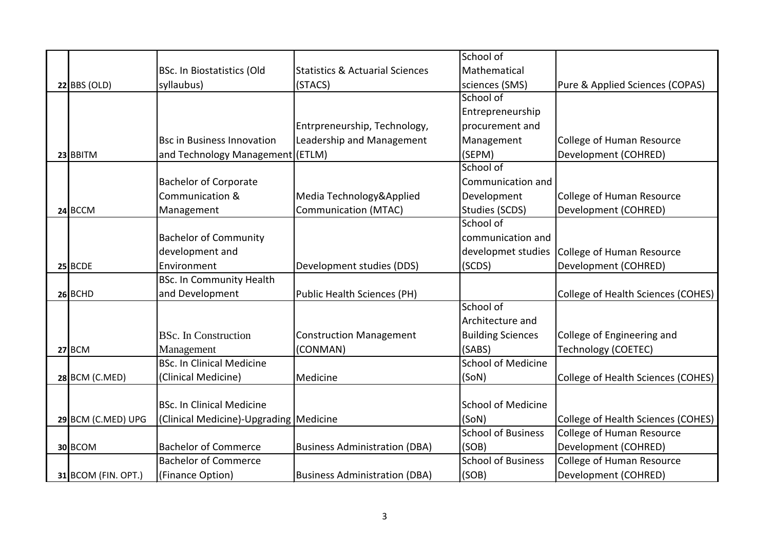| | | | | | |
|---|---|---|---|---|---|
| 22 | BBS (OLD) | BSc. In Biostatistics (Old syllaubus) | Statistics & Actuarial Sciences (STACS) | School of Mathematical sciences (SMS) | Pure & Applied Sciences (COPAS) |
| 23 | BBITM | Bsc in Business Innovation and Technology Management | Entrpreneurship, Technology, Leadership and Management (ETLM) | School of Entrepreneurship procurement and Management (SEPM) | College of Human Resource Development (COHRED) |
| 24 | BCCM | Bachelor of Corporate Communication & Management | Media Technology&Applied Communication (MTAC) | School of Communication and Development Studies (SCDS) | College of Human Resource Development (COHRED) |
| 25 | BCDE | Bachelor of Community development and Environment | Development studies (DDS) | School of communication and developmet studies (SCDS) | College of Human Resource Development (COHRED) |
| 26 | BCHD | BSc. In Community Health and Development | Public Health Sciences (PH) | | College of Health Sciences (COHES) |
| 27 | BCM | BSc. In Construction Management | Construction Management (CONMAN) | School of Architecture and Building Sciences (SABS) | College of Engineering and Technology (COETEC) |
| 28 | BCM (C.MED) | BSc. In Clinical Medicine (Clinical Medicine) | Medicine | School of Medicine (SoN) | College of Health Sciences (COHES) |
| 29 | BCM (C.MED) UPG | BSc. In Clinical Medicine (Clinical Medicine)-Upgrading | Medicine | School of Medicine (SoN) | College of Health Sciences (COHES) |
| 30 | BCOM | Bachelor of Commerce | Business Administration (DBA) | School of Business (SOB) | College of Human Resource Development (COHRED) |
| 31 | BCOM (FIN. OPT.) | Bachelor of Commerce (Finance Option) | Business Administration (DBA) | School of Business (SOB) | College of Human Resource Development (COHRED) |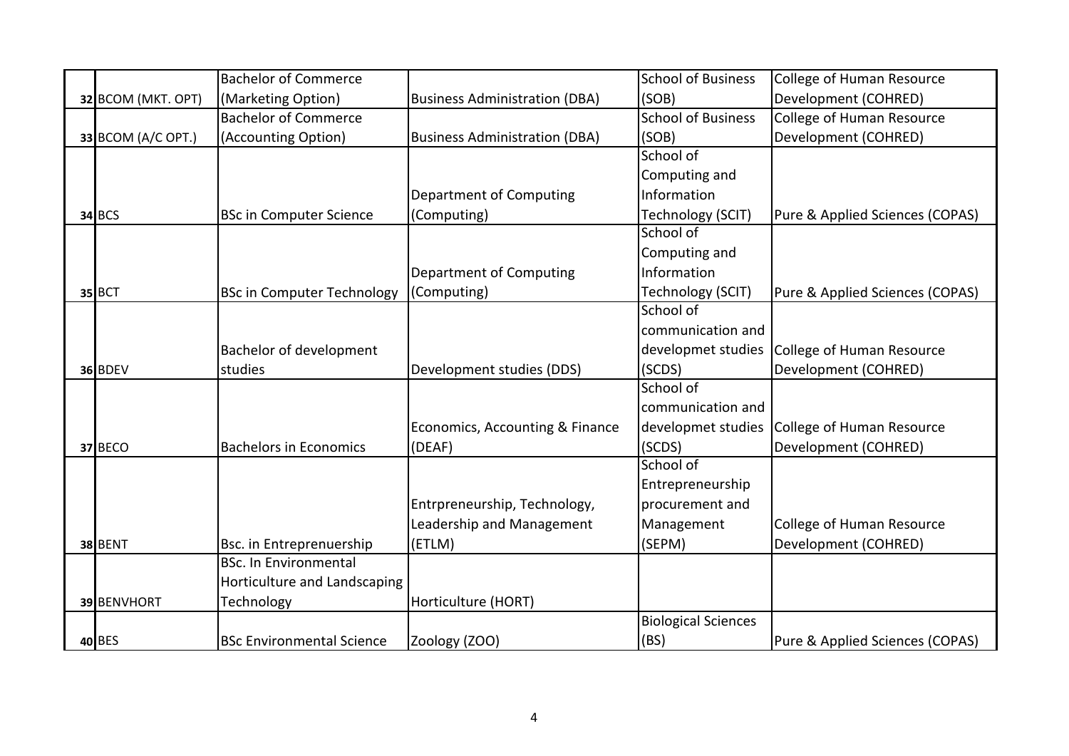| | | | | | |
|---|---|---|---|---|---|
| 32 | BCOM (MKT. OPT) | Bachelor of Commerce (Marketing Option) | Business Administration (DBA) | School of Business (SOB) | College of Human Resource Development (COHRED) |
| 33 | BCOM (A/C OPT.) | Bachelor of Commerce (Accounting Option) | Business Administration (DBA) | School of Business (SOB) | College of Human Resource Development (COHRED) |
| 34 | BCS | BSc in Computer Science | Department of Computing (Computing) | School of Computing and Information Technology (SCIT) | Pure & Applied Sciences (COPAS) |
| 35 | BCT | BSc in Computer Technology | Department of Computing (Computing) | School of Computing and Information Technology (SCIT) | Pure & Applied Sciences (COPAS) |
| 36 | BDEV | Bachelor of development studies | Development studies (DDS) | School of communication and developmet studies (SCDS) | College of Human Resource Development (COHRED) |
| 37 | BECO | Bachelors in Economics | Economics, Accounting & Finance (DEAF) | School of communication and developmet studies (SCDS) | College of Human Resource Development (COHRED) |
| 38 | BENT | Bsc. in Entreprenuership | Entrpreneurship, Technology, Leadership and Management (ETLM) | School of Entrepreneurship procurement and Management (SEPM) | College of Human Resource Development (COHRED) |
| 39 | BENVHORT | BSc. In Environmental Horticulture and Landscaping Technology | Horticulture (HORT) | | |
| 40 | BES | BSc Environmental Science | Zoology (ZOO) | Biological Sciences (BS) | Pure & Applied Sciences (COPAS) |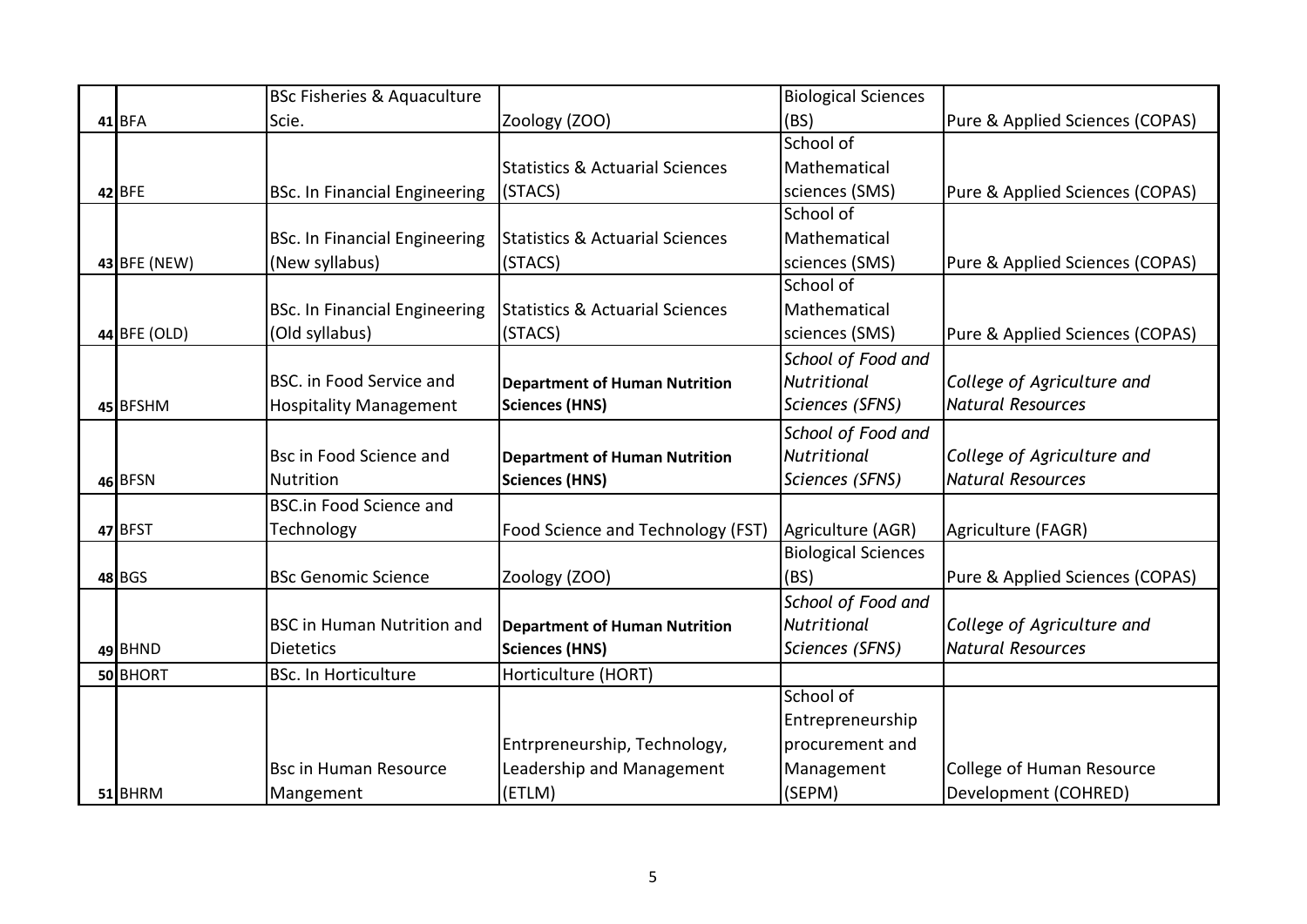| | | | | | |
|---|---|---|---|---|---|
| 41 | BFA | BSc Fisheries & Aquaculture Scie. | Zoology (ZOO) | Biological Sciences (BS) | Pure & Applied Sciences (COPAS) |
| 42 | BFE | BSc. In Financial Engineering | Statistics & Actuarial Sciences (STACS) | School of Mathematical sciences (SMS) | Pure & Applied Sciences (COPAS) |
| 43 | BFE (NEW) | BSc. In Financial Engineering (New syllabus) | Statistics & Actuarial Sciences (STACS) | School of Mathematical sciences (SMS) | Pure & Applied Sciences (COPAS) |
| 44 | BFE (OLD) | BSc. In Financial Engineering (Old syllabus) | Statistics & Actuarial Sciences (STACS) | School of Mathematical sciences (SMS) | Pure & Applied Sciences (COPAS) |
| 45 | BFSHM | BSC. in Food Service and Hospitality Management | **Department of Human Nutrition Sciences (HNS)** | *School of Food and Nutritional Sciences (SFNS)* | *College of Agriculture and Natural Resources* |
| 46 | BFSN | Bsc in Food Science and Nutrition | **Department of Human Nutrition Sciences (HNS)** | *School of Food and Nutritional Sciences (SFNS)* | *College of Agriculture and Natural Resources* |
| 47 | BFST | BSC.in Food Science and Technology | Food Science and Technology (FST) | Agriculture (AGR) | Agriculture (FAGR) |
| 48 | BGS | BSc Genomic Science | Zoology (ZOO) | Biological Sciences (BS) | Pure & Applied Sciences (COPAS) |
| 49 | BHND | BSC in Human Nutrition and Dietetics | **Department of Human Nutrition Sciences (HNS)** | *School of Food and Nutritional Sciences (SFNS)* | *College of Agriculture and Natural Resources* |
| 50 | BHORT | BSc. In Horticulture | Horticulture (HORT) | | |
| 51 | BHRM | Bsc in Human Resource Mangement | Entrpreneurship, Technology, Leadership and Management (ETLM) | School of Entrepreneurship procurement and Management (SEPM) | College of Human Resource Development (COHRED) |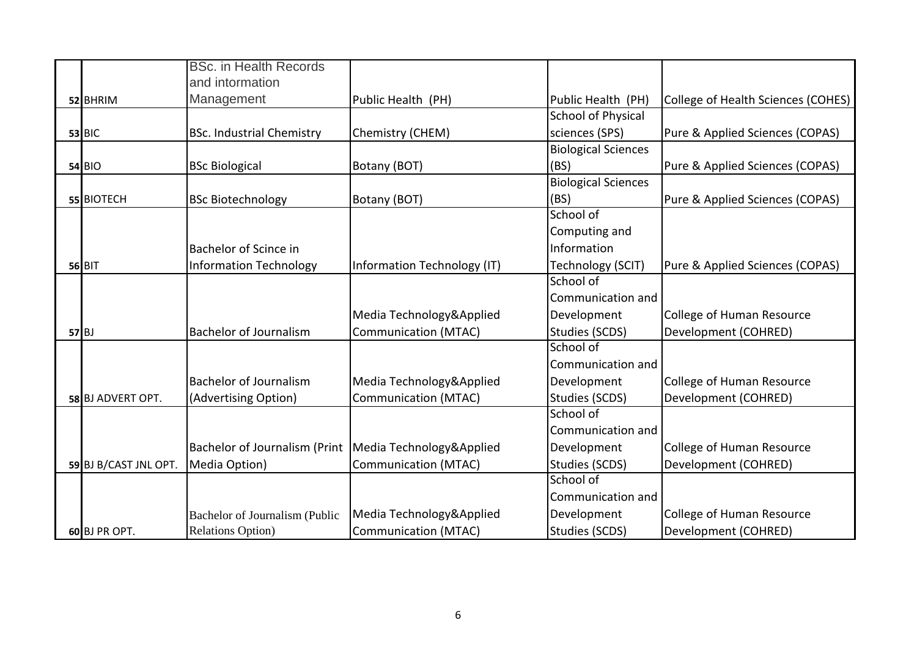| | | | | | |
|---|---|---|---|---|---|
| 52 | BHRIM | BSc. in Health Records and intormation Management | Public Health (PH) | Public Health (PH) | College of Health Sciences (COHES) |
| 53 | BIC | BSc. Industrial Chemistry | Chemistry (CHEM) | School of Physical sciences (SPS) | Pure & Applied Sciences (COPAS) |
| 54 | BIO | BSc Biological | Botany (BOT) | Biological Sciences (BS) | Pure & Applied Sciences (COPAS) |
| 55 | BIOTECH | BSc Biotechnology | Botany (BOT) | Biological Sciences (BS) | Pure & Applied Sciences (COPAS) |
| 56 | BIT | Bachelor of Scince in Information Technology | Information Technology (IT) | School of Computing and Information Technology (SCIT) | Pure & Applied Sciences (COPAS) |
| 57 | BJ | Bachelor of Journalism | Media Technology&Applied Communication (MTAC) | School of Communication and Development Studies (SCDS) | College of Human Resource Development (COHRED) |
| 58 | BJ ADVERT OPT. | Bachelor of Journalism (Advertising Option) | Media Technology&Applied Communication (MTAC) | School of Communication and Development Studies (SCDS) | College of Human Resource Development (COHRED) |
| 59 | BJ B/CAST JNL OPT. | Bachelor of Journalism (Print Media Option) | Media Technology&Applied Communication (MTAC) | School of Communication and Development Studies (SCDS) | College of Human Resource Development (COHRED) |
| 60 | BJ PR OPT. | Bachelor of Journalism (Public Relations Option) | Media Technology&Applied Communication (MTAC) | School of Communication and Development Studies (SCDS) | College of Human Resource Development (COHRED) |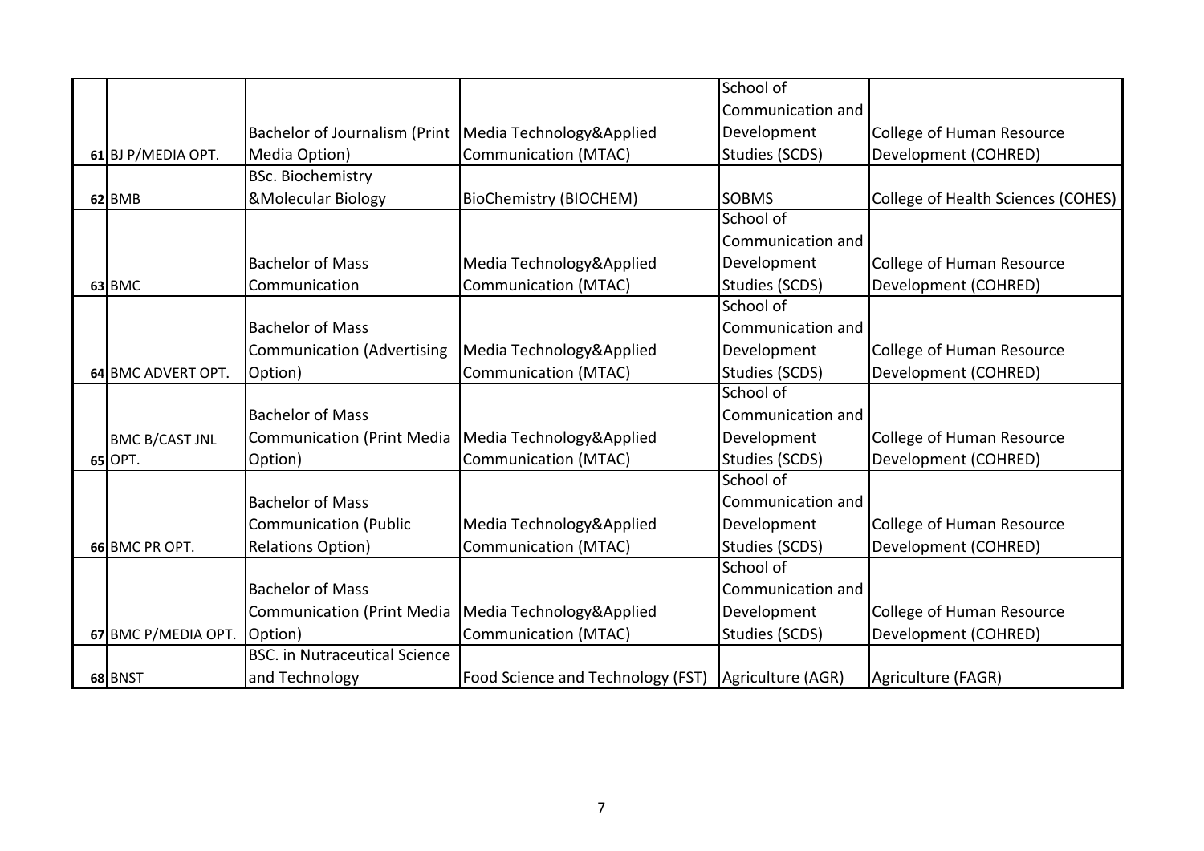| | | | | | |
|---|---|---|---|---|---|
| 61 | BJ P/MEDIA OPT. | Bachelor of Journalism (Print Media Option) | Media Technology&Applied Communication (MTAC) | School of Communication and Development Studies (SCDS) | College of Human Resource Development (COHRED) |
| 62 | BMB | BSc. Biochemistry &Molecular Biology | BioChemistry (BIOCHEM) | SOBMS | College of Health Sciences (COHES) |
| 63 | BMC | Bachelor of Mass Communication | Media Technology&Applied Communication (MTAC) | School of Communication and Development Studies (SCDS) | College of Human Resource Development (COHRED) |
| 64 | BMC ADVERT OPT. | Bachelor of Mass Communication (Advertising Option) | Media Technology&Applied Communication (MTAC) | School of Communication and Development Studies (SCDS) | College of Human Resource Development (COHRED) |
| 65 | BMC B/CAST JNL OPT. | Bachelor of Mass Communication (Print Media Option) | Media Technology&Applied Communication (MTAC) | School of Communication and Development Studies (SCDS) | College of Human Resource Development (COHRED) |
| 66 | BMC PR OPT. | Bachelor of Mass Communication (Public Relations Option) | Media Technology&Applied Communication (MTAC) | School of Communication and Development Studies (SCDS) | College of Human Resource Development (COHRED) |
| 67 | BMC P/MEDIA OPT. | Bachelor of Mass Communication (Print Media Option) | Media Technology&Applied Communication (MTAC) | School of Communication and Development Studies (SCDS) | College of Human Resource Development (COHRED) |
| 68 | BNST | BSC. in Nutraceutical Science and Technology | Food Science and Technology (FST) | Agriculture (AGR) | Agriculture (FAGR) |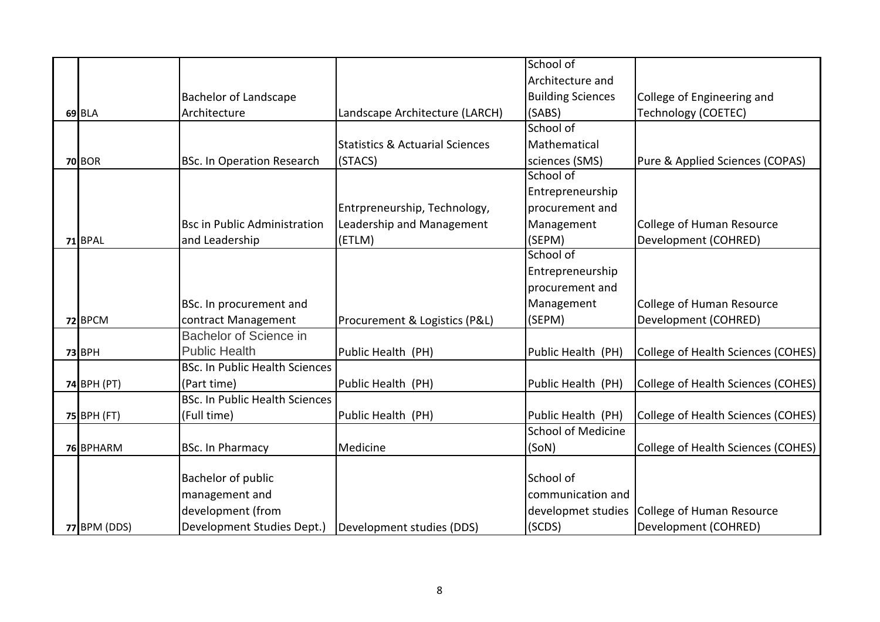| | | | | | |
|---|---|---|---|---|---|
| **69** | BLA | Bachelor of Landscape Architecture | Landscape Architecture (LARCH) | School of Architecture and Building Sciences (SABS) | College of Engineering and Technology (COETEC) |
| **70** | BOR | BSc. In Operation Research | Statistics & Actuarial Sciences (STACS) | School of Mathematical sciences (SMS) | Pure & Applied Sciences (COPAS) |
| **71** | BPAL | Bsc in Public Administration and Leadership | Entrpreneurship, Technology, Leadership and Management (ETLM) | School of Entrepreneurship procurement and Management (SEPM) | College of Human Resource Development (COHRED) |
| **72** | BPCM | BSc. In procurement and contract Management | Procurement & Logistics (P&L) | School of Entrepreneurship procurement and Management (SEPM) | College of Human Resource Development (COHRED) |
| **73** | BPH | Bachelor of Science in Public Health | Public Health (PH) | Public Health (PH) | College of Health Sciences (COHES) |
| **74** | BPH (PT) | BSc. In Public Health Sciences (Part time) | Public Health (PH) | Public Health (PH) | College of Health Sciences (COHES) |
| **75** | BPH (FT) | BSc. In Public Health Sciences (Full time) | Public Health (PH) | Public Health (PH) | College of Health Sciences (COHES) |
| **76** | BPHARM | BSc. In Pharmacy | Medicine | School of Medicine (SoN) | College of Health Sciences (COHES) |
| **77** | BPM (DDS) | Bachelor of public management and development (from Development Studies Dept.) | Development studies (DDS) | School of communication and developmet studies (SCDS) | College of Human Resource Development (COHRED) |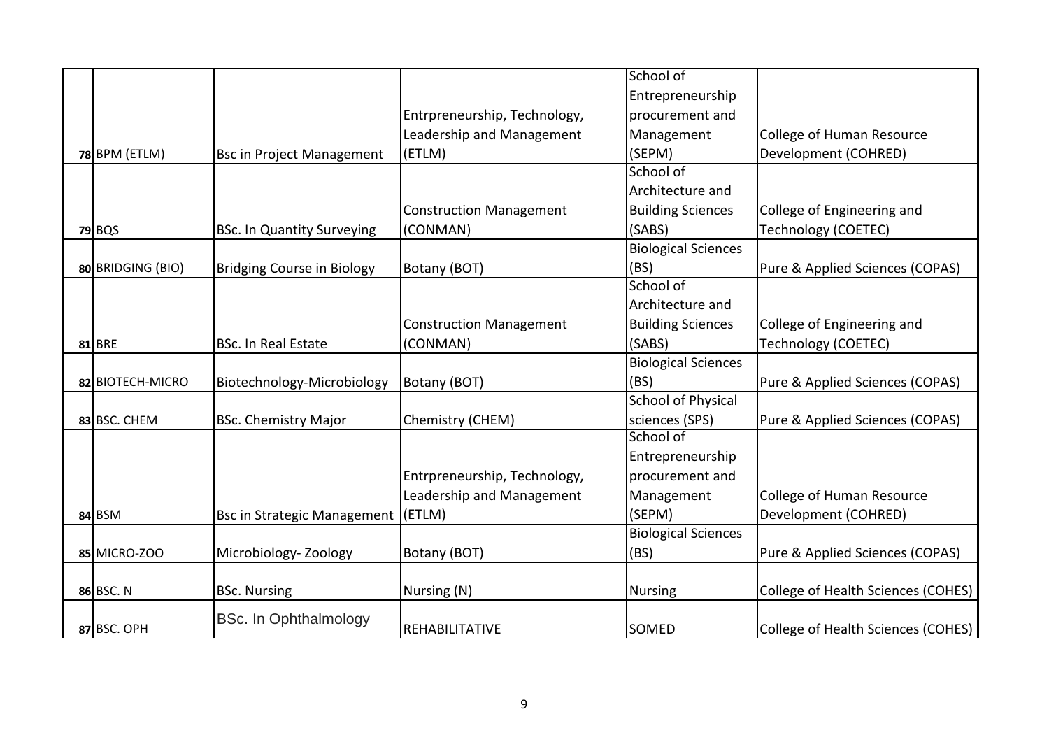| | | | | | |
|---|---|---|---|---|---|
| 78 | BPM (ETLM) | Bsc in Project Management | Entrpreneurship, Technology, Leadership and Management (ETLM) | School of Entrepreneurship procurement and Management (SEPM) | College of Human Resource Development (COHRED) |
| 79 | BQS | BSc. In Quantity Surveying | Construction Management (CONMAN) | School of Architecture and Building Sciences (SABS) | College of Engineering and Technology (COETEC) |
| 80 | BRIDGING (BIO) | Bridging Course in Biology | Botany (BOT) | Biological Sciences (BS) | Pure & Applied Sciences (COPAS) |
| 81 | BRE | BSc. In Real Estate | Construction Management (CONMAN) | School of Architecture and Building Sciences (SABS) | College of Engineering and Technology (COETEC) |
| 82 | BIOTECH-MICRO | Biotechnology-Microbiology | Botany (BOT) | Biological Sciences (BS) | Pure & Applied Sciences (COPAS) |
| 83 | BSC. CHEM | BSc. Chemistry Major | Chemistry (CHEM) | School of Physical sciences (SPS) | Pure & Applied Sciences (COPAS) |
| 84 | BSM | Bsc in Strategic Management | Entrpreneurship, Technology, Leadership and Management (ETLM) | School of Entrepreneurship procurement and Management (SEPM) | College of Human Resource Development (COHRED) |
| 85 | MICRO-ZOO | Microbiology- Zoology | Botany (BOT) | Biological Sciences (BS) | Pure & Applied Sciences (COPAS) |
| 86 | BSC. N | BSc. Nursing | Nursing (N) | Nursing | College of Health Sciences (COHES) |
| 87 | BSC. OPH | BSc. In Ophthalmology | REHABILITATIVE | SOMED | College of Health Sciences (COHES) |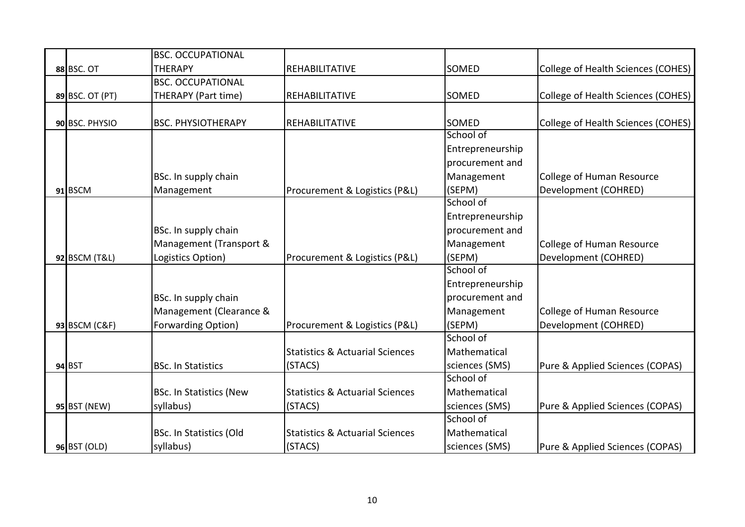| | | | | |
|---|---|---|---|---|
| **88** BSC. OT | BSC. OCCUPATIONAL THERAPY | REHABILITATIVE | SOMED | College of Health Sciences (COHES) |
| **89** BSC. OT (PT) | BSC. OCCUPATIONAL THERAPY (Part time) | REHABILITATIVE | SOMED | College of Health Sciences (COHES) |
| **90** BSC. PHYSIO | BSC. PHYSIOTHERAPY | REHABILITATIVE | SOMED | College of Health Sciences (COHES) |
| **91** BSCM | BSc. In supply chain Management | Procurement & Logistics (P&L) | School of Entrepreneurship procurement and Management (SEPM) | College of Human Resource Development (COHRED) |
| **92** BSCM (T&L) | BSc. In supply chain Management (Transport & Logistics Option) | Procurement & Logistics (P&L) | School of Entrepreneurship procurement and Management (SEPM) | College of Human Resource Development (COHRED) |
| **93** BSCM (C&F) | BSc. In supply chain Management (Clearance & Forwarding Option) | Procurement & Logistics (P&L) | School of Entrepreneurship procurement and Management (SEPM) | College of Human Resource Development (COHRED) |
| **94** BST | BSc. In Statistics | Statistics & Actuarial Sciences (STACS) | School of Mathematical sciences (SMS) | Pure & Applied Sciences (COPAS) |
| **95** BST (NEW) | BSc. In Statistics (New syllabus) | Statistics & Actuarial Sciences (STACS) | School of Mathematical sciences (SMS) | Pure & Applied Sciences (COPAS) |
| **96** BST (OLD) | BSc. In Statistics (Old syllabus) | Statistics & Actuarial Sciences (STACS) | School of Mathematical sciences (SMS) | Pure & Applied Sciences (COPAS) |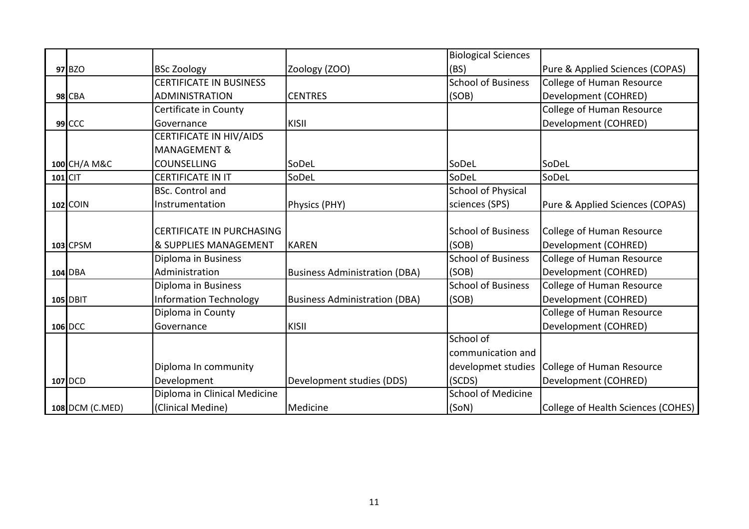| | | | | | |
|---|---|---|---|---|---|
| 97 | BZO | BSc Zoology | Zoology (ZOO) | Biological Sciences (BS) | Pure & Applied Sciences (COPAS) |
| 98 | CBA | CERTIFICATE IN BUSINESS ADMINISTRATION | CENTRES | School of Business (SOB) | College of Human Resource Development (COHRED) |
| 99 | CCC | Certificate in County Governance | KISII | | College of Human Resource Development (COHRED) |
| 100 | CH/A M&C | CERTIFICATE IN HIV/AIDS MANAGEMENT & COUNSELLING | SoDeL | SoDeL | SoDeL |
| 101 | CIT | CERTIFICATE IN IT | SoDeL | SoDeL | SoDeL |
| 102 | COIN | BSc. Control and Instrumentation | Physics (PHY) | School of Physical sciences (SPS) | Pure & Applied Sciences (COPAS) |
| 103 | CPSM | CERTIFICATE IN PURCHASING & SUPPLIES MANAGEMENT | KAREN | School of Business (SOB) | College of Human Resource Development (COHRED) |
| 104 | DBA | Diploma in Business Administration | Business Administration (DBA) | School of Business (SOB) | College of Human Resource Development (COHRED) |
| 105 | DBIT | Diploma in Business Information Technology | Business Administration (DBA) | School of Business (SOB) | College of Human Resource Development (COHRED) |
| 106 | DCC | Diploma in County Governance | KISII | | College of Human Resource Development (COHRED) |
| 107 | DCD | Diploma In community Development | Development studies (DDS) | School of communication and developmet studies (SCDS) | College of Human Resource Development (COHRED) |
| 108 | DCM (C.MED) | Diploma in Clinical Medicine (Clinical Medine) | Medicine | School of Medicine (SoN) | College of Health Sciences (COHES) |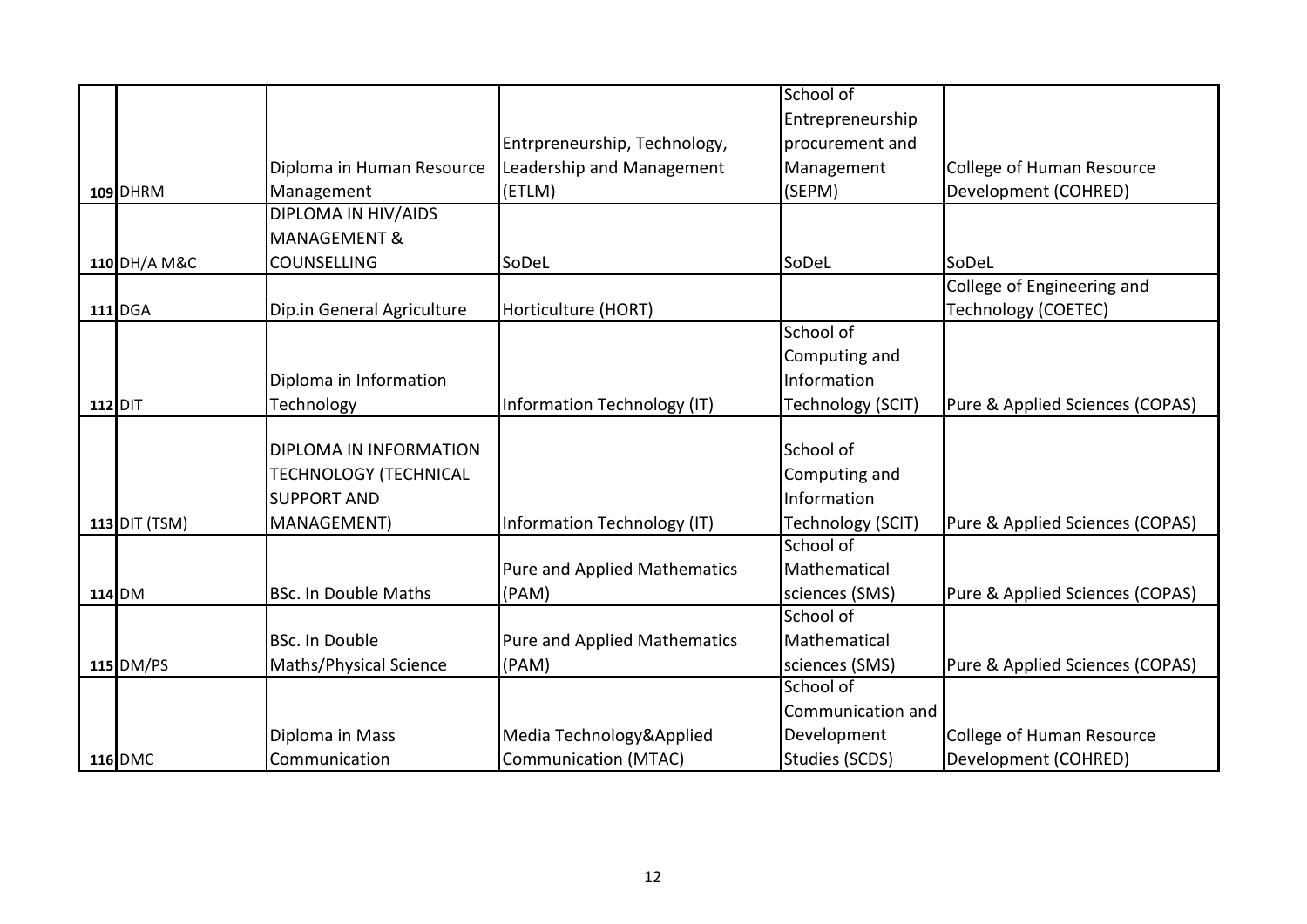| | | | | | |
|---|---|---|---|---|---|
| 109 | DHRM | Diploma in Human Resource Management | Entrpreneurship, Technology, Leadership and Management (ETLM) | School of Entrepreneurship procurement and Management (SEPM) | College of Human Resource Development (COHRED) |
| 110 | DH/A M&C | DIPLOMA IN HIV/AIDS MANAGEMENT & COUNSELLING | SoDeL | SoDeL | SoDeL |
| 111 | DGA | Dip.in General Agriculture | Horticulture (HORT) | | College of Engineering and Technology (COETEC) |
| 112 | DIT | Diploma in Information Technology | Information Technology (IT) | School of Computing and Information Technology (SCIT) | Pure & Applied Sciences (COPAS) |
| 113 | DIT (TSM) | DIPLOMA IN INFORMATION TECHNOLOGY (TECHNICAL SUPPORT AND MANAGEMENT) | Information Technology (IT) | School of Computing and Information Technology (SCIT) | Pure & Applied Sciences (COPAS) |
| 114 | DM | BSc. In Double Maths | Pure and Applied Mathematics (PAM) | School of Mathematical sciences (SMS) | Pure & Applied Sciences (COPAS) |
| 115 | DM/PS | BSc. In Double Maths/Physical Science | Pure and Applied Mathematics (PAM) | School of Mathematical sciences (SMS) | Pure & Applied Sciences (COPAS) |
| 116 | DMC | Diploma in Mass Communication | Media Technology&Applied Communication (MTAC) | School of Communication and Development Studies (SCDS) | College of Human Resource Development (COHRED) |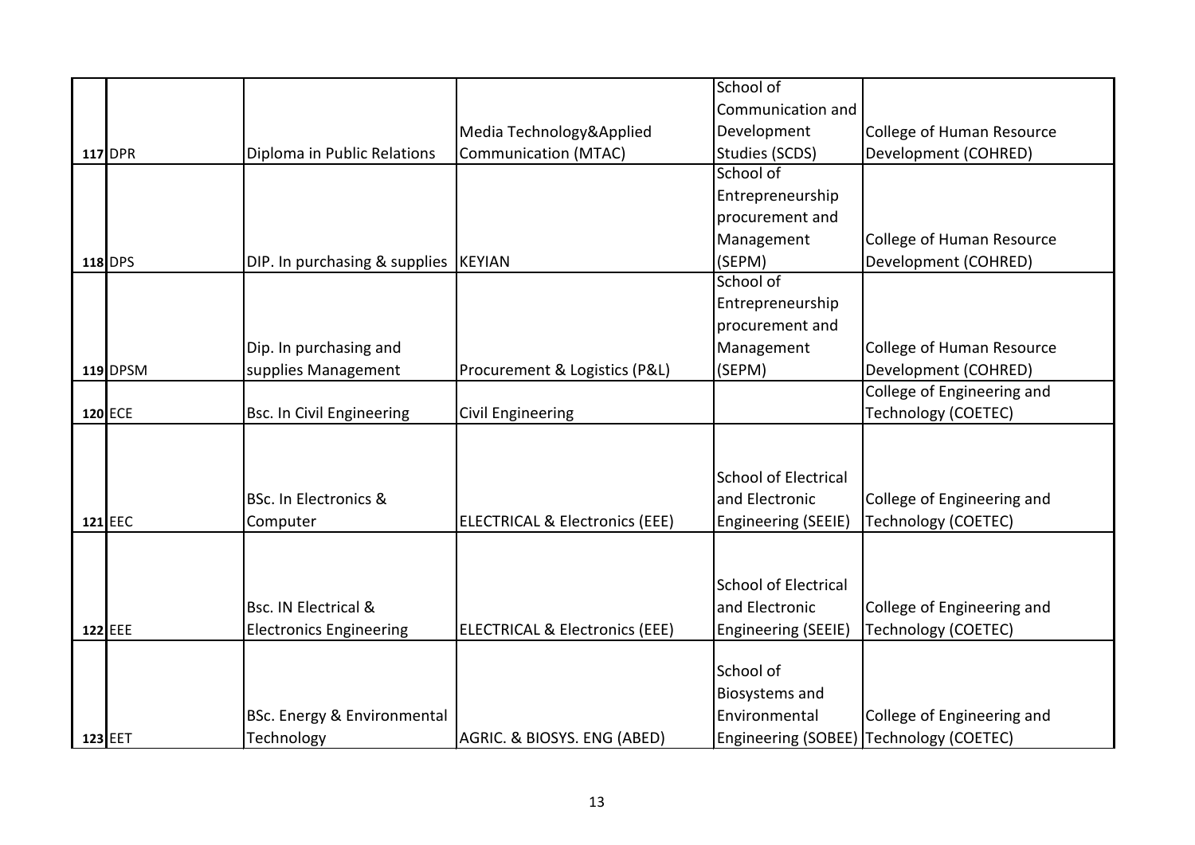| | | | | | |
|---|---|---|---|---|---|
| 117 | DPR | Diploma in Public Relations | Media Technology&Applied Communication (MTAC) | School of Communication and Development Studies (SCDS) | College of Human Resource Development (COHRED) |
| 118 | DPS | DIP. In purchasing & supplies | KEYIAN | School of Entrepreneurship procurement and Management (SEPM) | College of Human Resource Development (COHRED) |
| 119 | DPSM | Dip. In purchasing and supplies Management | Procurement & Logistics (P&L) | School of Entrepreneurship procurement and Management (SEPM) | College of Human Resource Development (COHRED) |
| 120 | ECE | Bsc. In Civil Engineering | Civil Engineering | | College of Engineering and Technology (COETEC) |
| 121 | EEC | BSc. In Electronics & Computer | ELECTRICAL & Electronics (EEE) | School of Electrical and Electronic Engineering (SEEIE) | College of Engineering and Technology (COETEC) |
| 122 | EEE | Bsc. IN Electrical & Electronics Engineering | ELECTRICAL & Electronics (EEE) | School of Electrical and Electronic Engineering (SEEIE) | College of Engineering and Technology (COETEC) |
| 123 | EET | BSc. Energy & Environmental Technology | AGRIC. & BIOSYS. ENG (ABED) | School of Biosystems and Environmental Engineering (SOBEE) | College of Engineering and Technology (COETEC) |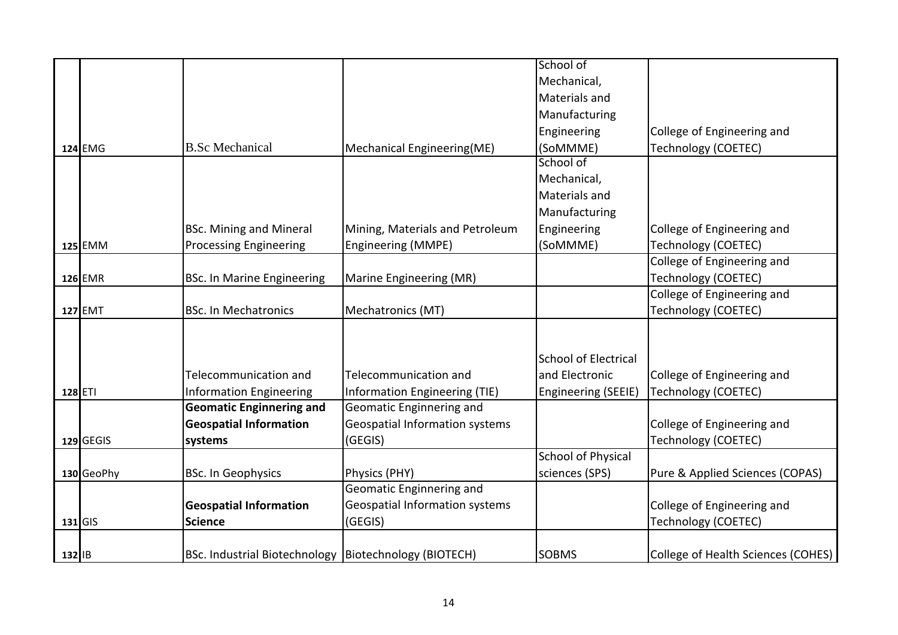| | | | | | |
|---|---|---|---|---|---|
| **124** | EMG | B.Sc Mechanical | Mechanical Engineering(ME) | School of Mechanical, Materials and Manufacturing Engineering (SoMMME) | College of Engineering and Technology (COETEC) |
| **125** | EMM | BSc. Mining and Mineral Processing Engineering | Mining, Materials and Petroleum Engineering (MMPE) | School of Mechanical, Materials and Manufacturing Engineering (SoMMME) | College of Engineering and Technology (COETEC) |
| **126** | EMR | BSc. In Marine Engineering | Marine Engineering (MR) | | College of Engineering and Technology (COETEC) |
| **127** | EMT | BSc. In Mechatronics | Mechatronics (MT) | | College of Engineering and Technology (COETEC) |
| **128** | ETI | Telecommunication and Information Engineering | Telecommunication and Information Engineering (TIE) | School of Electrical and Electronic Engineering (SEEIE) | College of Engineering and Technology (COETEC) |
| **129** | GEGIS | **Geomatic Enginnering and Geospatial Information systems** | Geomatic Enginnering and Geospatial Information systems (GEGIS) | | College of Engineering and Technology (COETEC) |
| **130** | GeoPhy | BSc. In Geophysics | Physics (PHY) | School of Physical sciences (SPS) | Pure & Applied Sciences (COPAS) |
| **131** | GIS | **Geospatial Information Science** | Geomatic Enginnering and Geospatial Information systems (GEGIS) | | College of Engineering and Technology (COETEC) |
| **132** | IB | BSc. Industrial Biotechnology | Biotechnology (BIOTECH) | SOBMS | College of Health Sciences (COHES) |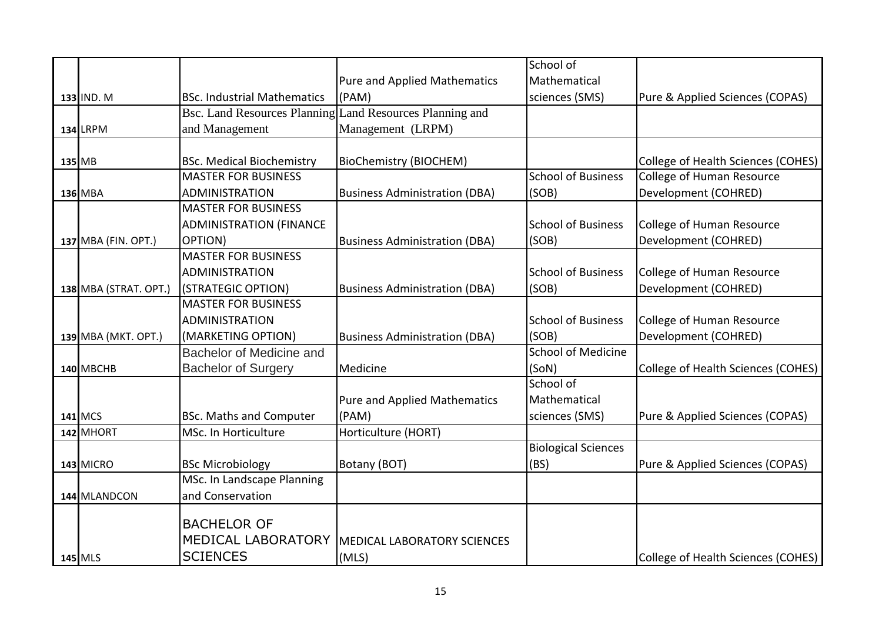| | | | | | |
|---|---|---|---|---|---|
| 133 | IND. M | BSc. Industrial Mathematics | Pure and Applied Mathematics (PAM) | School of Mathematical sciences (SMS) | Pure & Applied Sciences (COPAS) |
| 134 | LRPM | Bsc. Land Resources Planning and Management | Land Resources Planning and Management (LRPM) | | |
| 135 | MB | BSc. Medical Biochemistry | BioChemistry (BIOCHEM) | | College of Health Sciences (COHES) |
| 136 | MBA | MASTER FOR BUSINESS ADMINISTRATION | Business Administration (DBA) | School of Business (SOB) | College of Human Resource Development (COHRED) |
| 137 | MBA (FIN. OPT.) | MASTER FOR BUSINESS ADMINISTRATION (FINANCE OPTION) | Business Administration (DBA) | School of Business (SOB) | College of Human Resource Development (COHRED) |
| 138 | MBA (STRAT. OPT.) | MASTER FOR BUSINESS ADMINISTRATION (STRATEGIC OPTION) | Business Administration (DBA) | School of Business (SOB) | College of Human Resource Development (COHRED) |
| 139 | MBA (MKT. OPT.) | MASTER FOR BUSINESS ADMINISTRATION (MARKETING OPTION) | Business Administration (DBA) | School of Business (SOB) | College of Human Resource Development (COHRED) |
| 140 | MBCHB | Bachelor of Medicine and Bachelor of Surgery | Medicine | School of Medicine (SoN) | College of Health Sciences (COHES) |
| 141 | MCS | BSc. Maths and Computer | Pure and Applied Mathematics (PAM) | School of Mathematical sciences (SMS) | Pure & Applied Sciences (COPAS) |
| 142 | MHORT | MSc. In Horticulture | Horticulture (HORT) | | |
| 143 | MICRO | BSc Microbiology | Botany (BOT) | Biological Sciences (BS) | Pure & Applied Sciences (COPAS) |
| 144 | MLANDCON | MSc. In Landscape Planning and Conservation | | | |
| 145 | MLS | BACHELOR OF MEDICAL LABORATORY SCIENCES | MEDICAL LABORATORY SCIENCES (MLS) | | College of Health Sciences (COHES) |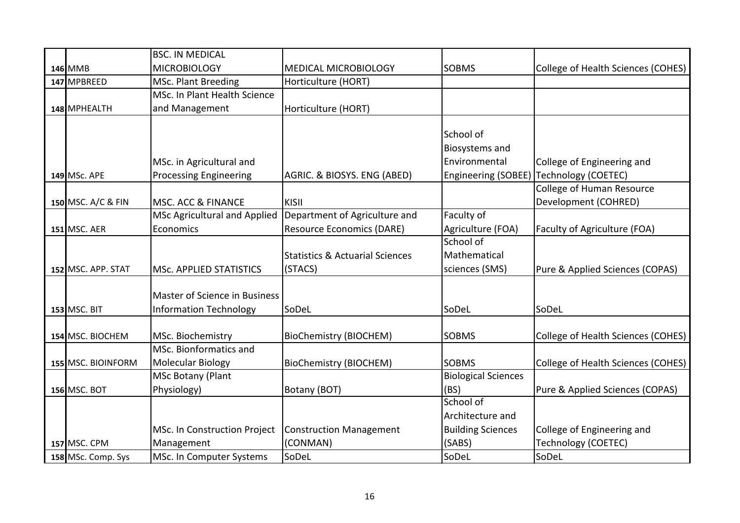| | | | | | |
|---|---|---|---|---|---|
| 146 | MMB | BSC. IN MEDICAL MICROBIOLOGY | MEDICAL MICROBIOLOGY | SOBMS | College of Health Sciences (COHES) |
| 147 | MPBREED | MSc. Plant Breeding | Horticulture (HORT) | | |
| 148 | MPHEALTH | MSc. In Plant Health Science and Management | Horticulture (HORT) | | |
| 149 | MSc. APE | MSc. in Agricultural and Processing Engineering | AGRIC. & BIOSYS. ENG (ABED) | School of Biosystems and Environmental Engineering (SOBEE) | College of Engineering and Technology (COETEC) |
| 150 | MSC. A/C & FIN | MSC. ACC & FINANCE | KISII | | College of Human Resource Development (COHRED) |
| 151 | MSC. AER | MSc Agricultural and Applied Economics | Department of Agriculture and Resource Economics (DARE) | Faculty of Agriculture (FOA) | Faculty of Agriculture (FOA) |
| 152 | MSC. APP. STAT | MSc. APPLIED STATISTICS | Statistics & Actuarial Sciences (STACS) | School of Mathematical sciences (SMS) | Pure & Applied Sciences (COPAS) |
| 153 | MSC. BIT | Master of Science in Business Information Technology | SoDeL | SoDeL | SoDeL |
| 154 | MSC. BIOCHEM | MSc. Biochemistry | BioChemistry (BIOCHEM) | SOBMS | College of Health Sciences (COHES) |
| 155 | MSC. BIOINFORM | MSc. Bionformatics and Molecular Biology | BioChemistry (BIOCHEM) | SOBMS | College of Health Sciences (COHES) |
| 156 | MSC. BOT | MSc Botany (Plant Physiology) | Botany (BOT) | Biological Sciences (BS) | Pure & Applied Sciences (COPAS) |
| 157 | MSC. CPM | MSc. In Construction Project Management | Construction Management (CONMAN) | School of Architecture and Building Sciences (SABS) | College of Engineering and Technology (COETEC) |
| 158 | MSc. Comp. Sys | MSc. In Computer Systems | SoDeL | SoDeL | SoDeL |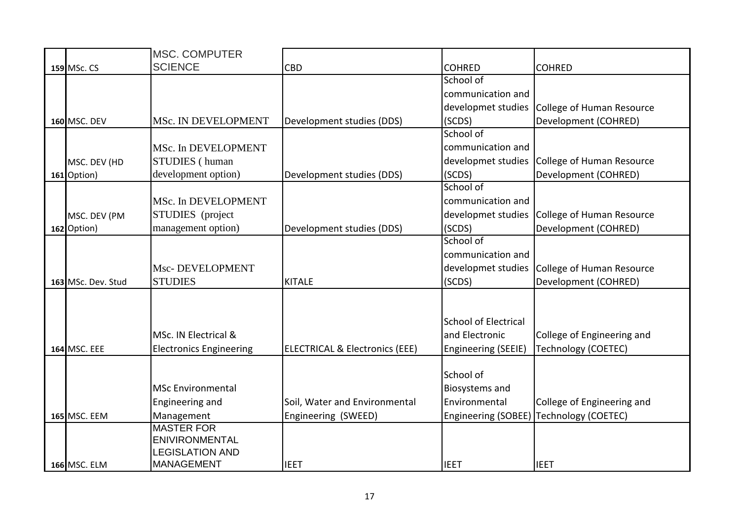| 159 | MSc. CS | MSC. COMPUTER SCIENCE | CBD | COHRED | COHRED |
|---|---|---|---|---|---|
| 160 | MSC. DEV | MSc. IN DEVELOPMENT | Development studies (DDS) | School of communication and developmet studies (SCDS) | College of Human Resource Development (COHRED) |
| 161 | MSC. DEV (HD Option) | MSc. In DEVELOPMENT STUDIES ( human development option) | Development studies (DDS) | School of communication and developmet studies (SCDS) | College of Human Resource Development (COHRED) |
| 162 | MSC. DEV (PM Option) | MSc. In DEVELOPMENT STUDIES (project management option) | Development studies (DDS) | School of communication and developmet studies (SCDS) | College of Human Resource Development (COHRED) |
| 163 | MSc. Dev. Stud | Msc- DEVELOPMENT STUDIES | KITALE | School of communication and developmet studies (SCDS) | College of Human Resource Development (COHRED) |
| 164 | MSC. EEE | MSc. IN Electrical & Electronics Engineering | ELECTRICAL & Electronics (EEE) | School of Electrical and Electronic Engineering (SEEIE) | College of Engineering and Technology (COETEC) |
| 165 | MSC. EEM | MSc Environmental Engineering and Management | Soil, Water and Environmental Engineering (SWEED) | School of Biosystems and Environmental Engineering (SOBEE) | College of Engineering and Technology (COETEC) |
| 166 | MSC. ELM | MASTER FOR ENIVIRONMENTAL LEGISLATION AND MANAGEMENT | IEET | IEET | IEET |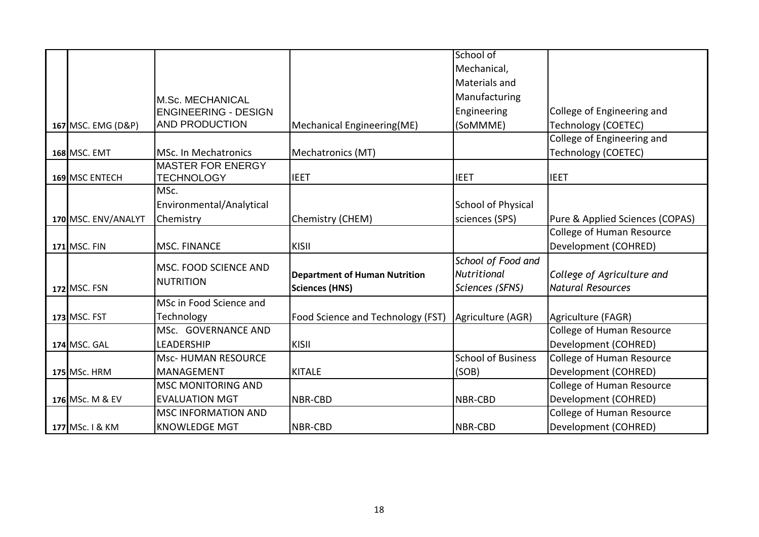| | | | | | |
|---|---|---|---|---|---|
| 167 | MSC. EMG (D&P) | M.Sc. MECHANICAL ENGINEERING - DESIGN AND PRODUCTION | Mechanical Engineering(ME) | School of Mechanical, Materials and Manufacturing Engineering (SoMMME) | College of Engineering and Technology (COETEC) |
| 168 | MSC. EMT | MSc. In Mechatronics | Mechatronics (MT) | | College of Engineering and Technology (COETEC) |
| 169 | MSC ENTECH | MASTER FOR ENERGY TECHNOLOGY | IEET | IEET | IEET |
| 170 | MSC. ENV/ANALYT | MSc. Environmental/Analytical Chemistry | Chemistry (CHEM) | School of Physical sciences (SPS) | Pure & Applied Sciences (COPAS) |
| 171 | MSC. FIN | MSC. FINANCE | KISII | | College of Human Resource Development (COHRED) |
| 172 | MSC. FSN | MSC. FOOD SCIENCE AND NUTRITION | **Department of Human Nutrition Sciences (HNS)** | *School of Food and Nutritional Sciences (SFNS)* | *College of Agriculture and Natural Resources* |
| 173 | MSC. FST | MSc in Food Science and Technology | Food Science and Technology (FST) | Agriculture (AGR) | Agriculture (FAGR) |
| 174 | MSC. GAL | MSc. GOVERNANCE AND LEADERSHIP | KISII | | College of Human Resource Development (COHRED) |
| 175 | MSc. HRM | Msc- HUMAN RESOURCE MANAGEMENT | KITALE | School of Business (SOB) | College of Human Resource Development (COHRED) |
| 176 | MSc. M & EV | MSC MONITORING AND EVALUATION MGT | NBR-CBD | NBR-CBD | College of Human Resource Development (COHRED) |
| 177 | MSc. I & KM | MSC INFORMATION AND KNOWLEDGE MGT | NBR-CBD | NBR-CBD | College of Human Resource Development (COHRED) |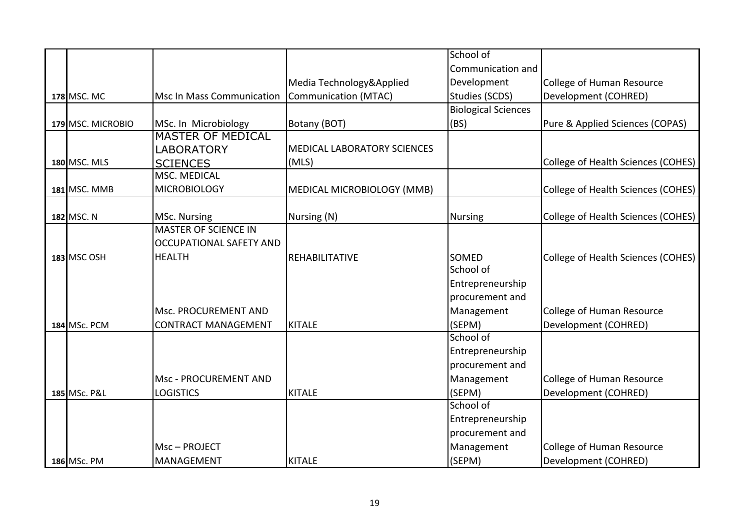| | | | | | |
|---|---|---|---|---|---|
| 178 | MSC. MC | Msc In Mass Communication | Media Technology&Applied Communication (MTAC) | School of Communication and Development Studies (SCDS) | College of Human Resource Development (COHRED) |
| 179 | MSC. MICROBIO | MSc. In Microbiology | Botany (BOT) | Biological Sciences (BS) | Pure & Applied Sciences (COPAS) |
| 180 | MSC. MLS | MASTER OF MEDICAL LABORATORY SCIENCES | MEDICAL LABORATORY SCIENCES (MLS) | | College of Health Sciences (COHES) |
| 181 | MSC. MMB | MSC. MEDICAL MICROBIOLOGY | MEDICAL MICROBIOLOGY (MMB) | | College of Health Sciences (COHES) |
| 182 | MSC. N | MSc. Nursing | Nursing (N) | Nursing | College of Health Sciences (COHES) |
| 183 | MSC OSH | MASTER OF SCIENCE IN OCCUPATIONAL SAFETY AND HEALTH | REHABILITATIVE | SOMED | College of Health Sciences (COHES) |
| 184 | MSc. PCM | Msc. PROCUREMENT AND CONTRACT MANAGEMENT | KITALE | School of Entrepreneurship procurement and Management (SEPM) | College of Human Resource Development (COHRED) |
| 185 | MSc. P&L | Msc - PROCUREMENT AND LOGISTICS | KITALE | School of Entrepreneurship procurement and Management (SEPM) | College of Human Resource Development (COHRED) |
| 186 | MSc. PM | Msc – PROJECT MANAGEMENT | KITALE | School of Entrepreneurship procurement and Management (SEPM) | College of Human Resource Development (COHRED) |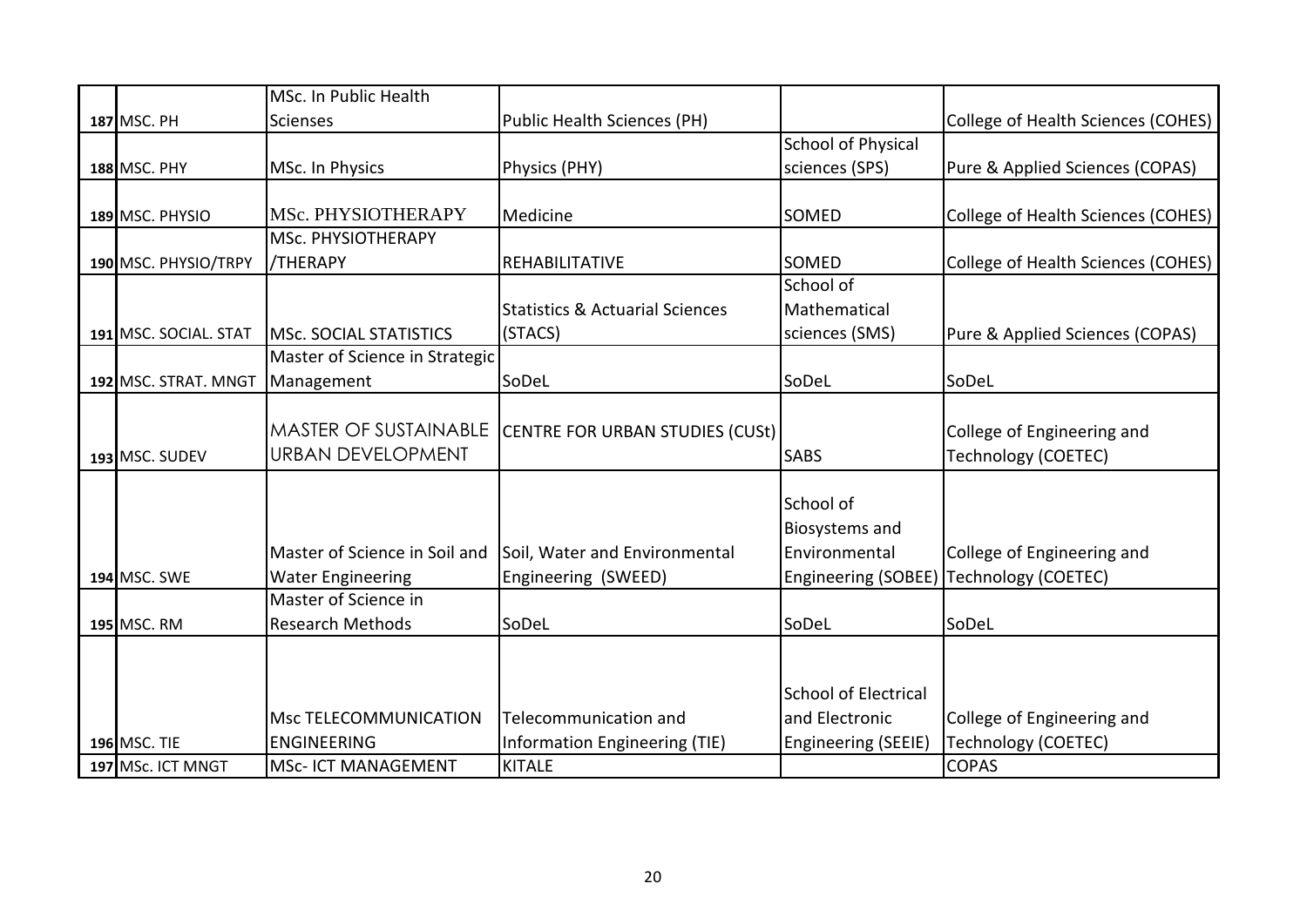| | | | | | |
|---|---|---|---|---|---|
| 187 | MSC. PH | MSc. In Public Health Scienses | Public Health Sciences (PH) | | College of Health Sciences (COHES) |
| 188 | MSC. PHY | MSc. In Physics | Physics (PHY) | School of Physical sciences (SPS) | Pure & Applied Sciences (COPAS) |
| 189 | MSC. PHYSIO | MSc. PHYSIOTHERAPY | Medicine | SOMED | College of Health Sciences (COHES) |
| 190 | MSC. PHYSIO/TRPY | MSc. PHYSIOTHERAPY /THERAPY | REHABILITATIVE | SOMED | College of Health Sciences (COHES) |
| 191 | MSC. SOCIAL. STAT | MSc. SOCIAL STATISTICS | Statistics & Actuarial Sciences (STACS) | School of Mathematical sciences (SMS) | Pure & Applied Sciences (COPAS) |
| 192 | MSC. STRAT. MNGT | Master of Science in Strategic Management | SoDeL | SoDeL | SoDeL |
| 193 | MSC. SUDEV | MASTER OF SUSTAINABLE URBAN DEVELOPMENT | CENTRE FOR URBAN STUDIES (CUSt) | SABS | College of Engineering and Technology (COETEC) |
| 194 | MSC. SWE | Master of Science in Soil and Water Engineering | Soil, Water and Environmental Engineering (SWEED) | School of Biosystems and Environmental Engineering (SOBEE) | College of Engineering and Technology (COETEC) |
| 195 | MSC. RM | Master of Science in Research Methods | SoDeL | SoDeL | SoDeL |
| 196 | MSC. TIE | Msc TELECOMMUNICATION ENGINEERING | Telecommunication and Information Engineering (TIE) | School of Electrical and Electronic Engineering (SEEIE) | College of Engineering and Technology (COETEC) |
| 197 | MSc. ICT MNGT | MSc- ICT MANAGEMENT | KITALE | | COPAS |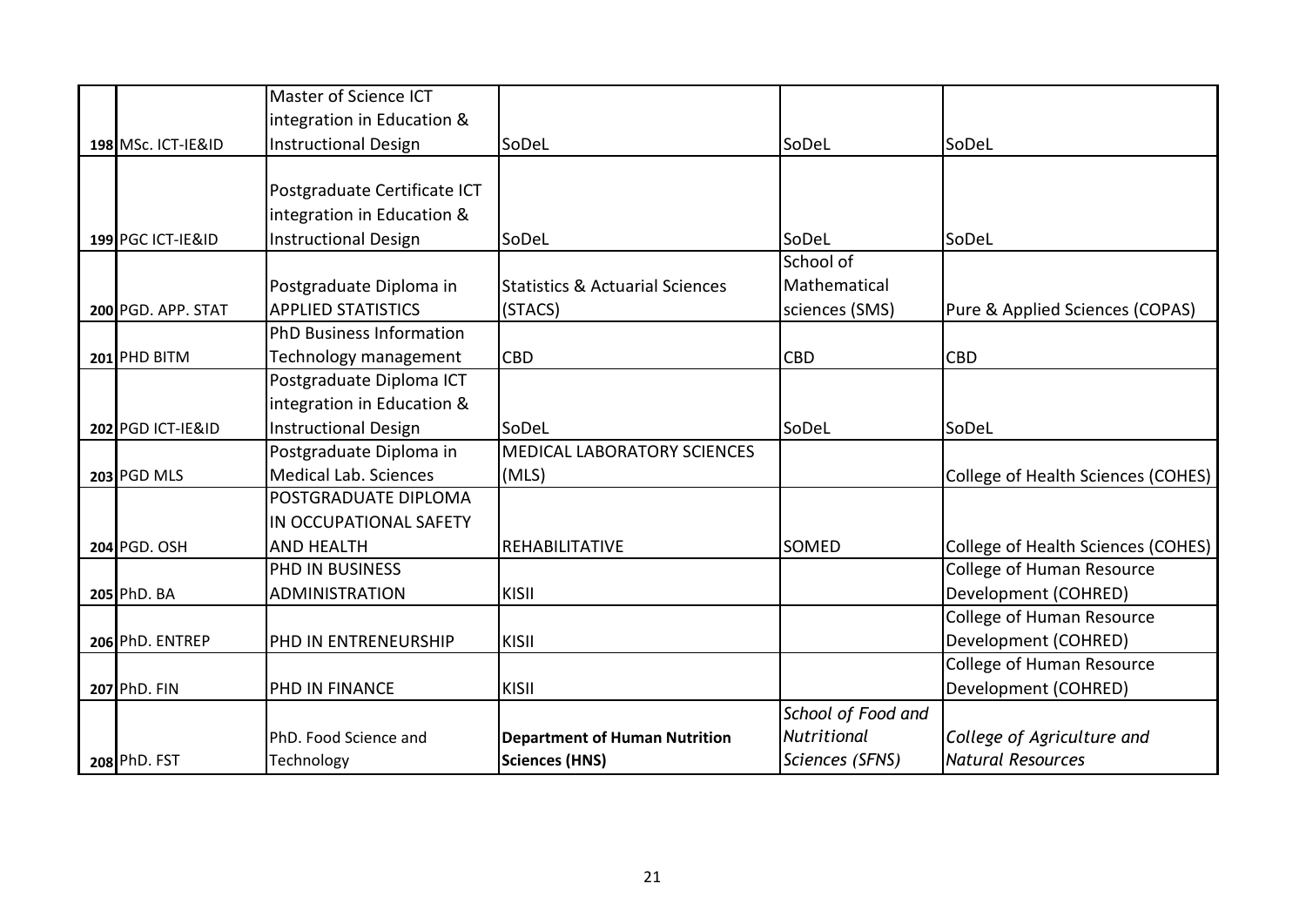| 198 | MSc. ICT-IE&ID | Master of Science ICT integration in Education & Instructional Design | SoDeL | SoDeL | SoDeL |
|---|---|---|---|---|---|
| 199 | PGC ICT-IE&ID | Postgraduate Certificate ICT integration in Education & Instructional Design | SoDeL | SoDeL | SoDeL |
| 200 | PGD. APP. STAT | Postgraduate Diploma in APPLIED STATISTICS | Statistics & Actuarial Sciences (STACS) | School of Mathematical sciences (SMS) | Pure & Applied Sciences (COPAS) |
| 201 | PHD BITM | PhD Business Information Technology management | CBD | CBD | CBD |
| 202 | PGD ICT-IE&ID | Postgraduate Diploma ICT integration in Education & Instructional Design | SoDeL | SoDeL | SoDeL |
| 203 | PGD MLS | Postgraduate Diploma in Medical Lab. Sciences | MEDICAL LABORATORY SCIENCES (MLS) | | College of Health Sciences (COHES) |
| 204 | PGD. OSH | POSTGRADUATE DIPLOMA IN OCCUPATIONAL SAFETY AND HEALTH | REHABILITATIVE | SOMED | College of Health Sciences (COHES) |
| 205 | PhD. BA | PHD IN BUSINESS ADMINISTRATION | KISII | | College of Human Resource Development (COHRED) |
| 206 | PhD. ENTREP | PHD IN ENTRENEURSHIP | KISII | | College of Human Resource Development (COHRED) |
| 207 | PhD. FIN | PHD IN FINANCE | KISII | | College of Human Resource Development (COHRED) |
| 208 | PhD. FST | PhD. Food Science and Technology | **Department of Human Nutrition Sciences (HNS)** | *School of Food and Nutritional Sciences (SFNS)* | *College of Agriculture and Natural Resources* |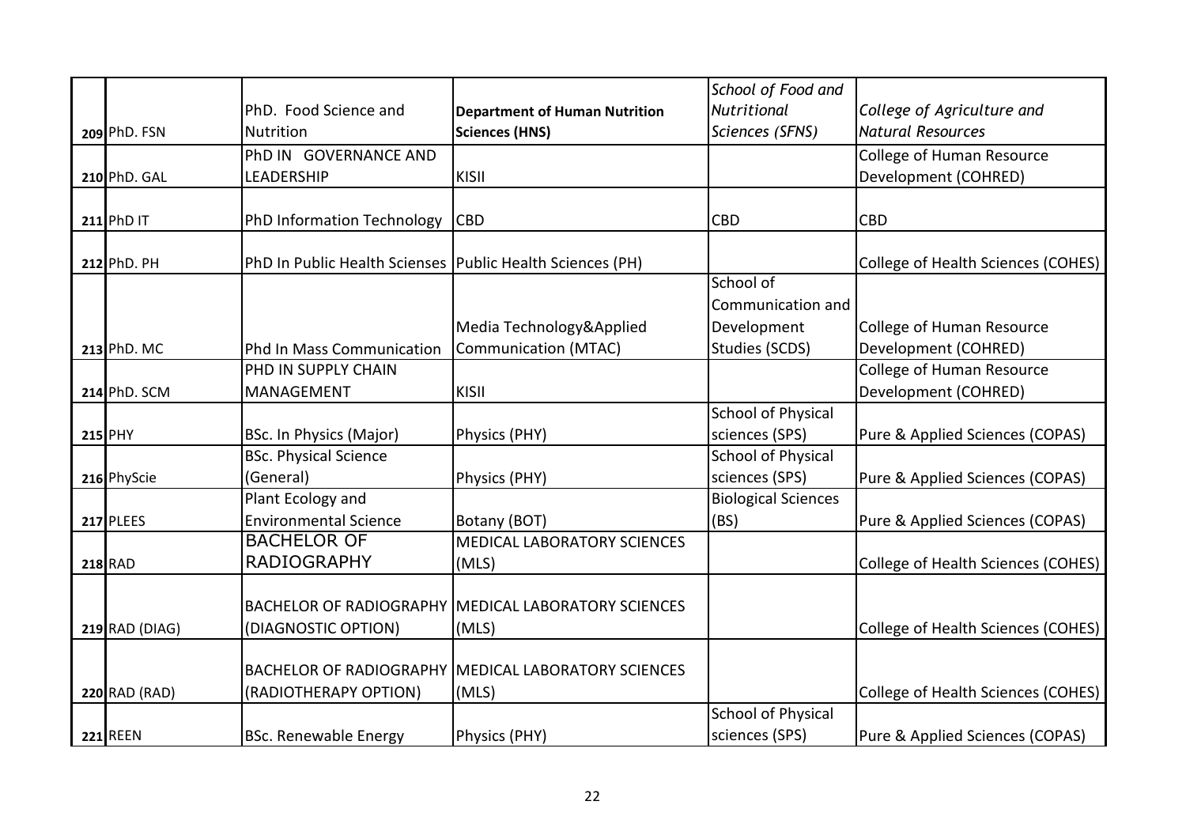| | | | | | |
|---|---|---|---|---|---|
| **209** | PhD. FSN | PhD. Food Science and Nutrition | **Department of Human Nutrition Sciences (HNS)** | *School of Food and Nutritional Sciences (SFNS)* | *College of Agriculture and Natural Resources* |
| **210** | PhD. GAL | PhD IN GOVERNANCE AND LEADERSHIP | KISII | | College of Human Resource Development (COHRED) |
| **211** | PhD IT | PhD Information Technology | CBD | CBD | CBD |
| **212** | PhD. PH | PhD In Public Health Scienses | Public Health Sciences (PH) | | College of Health Sciences (COHES) |
| **213** | PhD. MC | Phd In Mass Communication | Media Technology&Applied Communication (MTAC) | School of Communication and Development Studies (SCDS) | College of Human Resource Development (COHRED) |
| **214** | PhD. SCM | PHD IN SUPPLY CHAIN MANAGEMENT | KISII | | College of Human Resource Development (COHRED) |
| **215** | PHY | BSc. In Physics (Major) | Physics (PHY) | School of Physical sciences (SPS) | Pure & Applied Sciences (COPAS) |
| **216** | PhyScie | BSc. Physical Science (General) | Physics (PHY) | School of Physical sciences (SPS) | Pure & Applied Sciences (COPAS) |
| **217** | PLEES | Plant Ecology and Environmental Science | Botany (BOT) | Biological Sciences (BS) | Pure & Applied Sciences (COPAS) |
| **218** | RAD | BACHELOR OF RADIOGRAPHY | MEDICAL LABORATORY SCIENCES (MLS) | | College of Health Sciences (COHES) |
| **219** | RAD (DIAG) | BACHELOR OF RADIOGRAPHY (DIAGNOSTIC OPTION) | MEDICAL LABORATORY SCIENCES (MLS) | | College of Health Sciences (COHES) |
| **220** | RAD (RAD) | BACHELOR OF RADIOGRAPHY (RADIOTHERAPY OPTION) | MEDICAL LABORATORY SCIENCES (MLS) | | College of Health Sciences (COHES) |
| **221** | REEN | BSc. Renewable Energy | Physics (PHY) | School of Physical sciences (SPS) | Pure & Applied Sciences (COPAS) |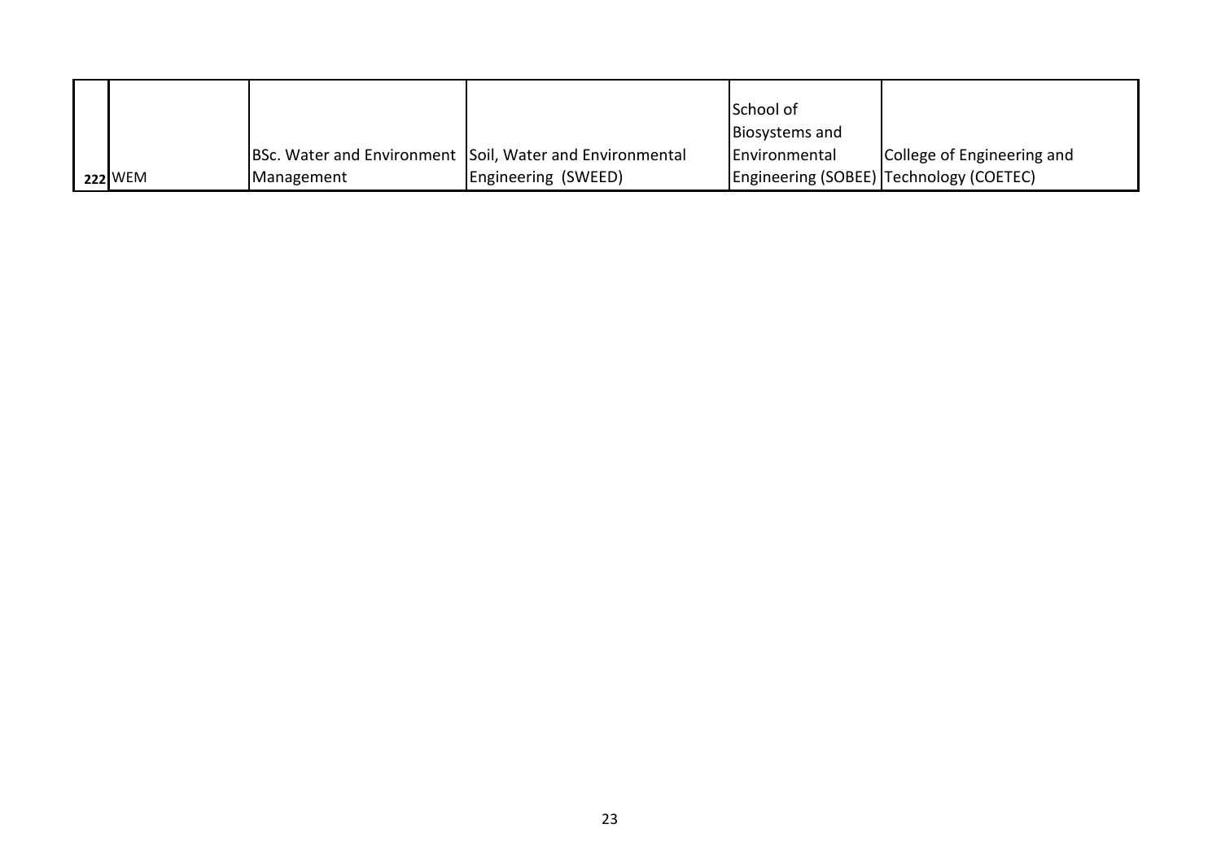| | | | | | |
|---|---|---|---|---|---|
| 222 | WEM | BSc. Water and Environment Management | Soil, Water and Environmental Engineering (SWEED) | School of Biosystems and Environmental Engineering (SOBEE) | College of Engineering and Technology (COETEC) |